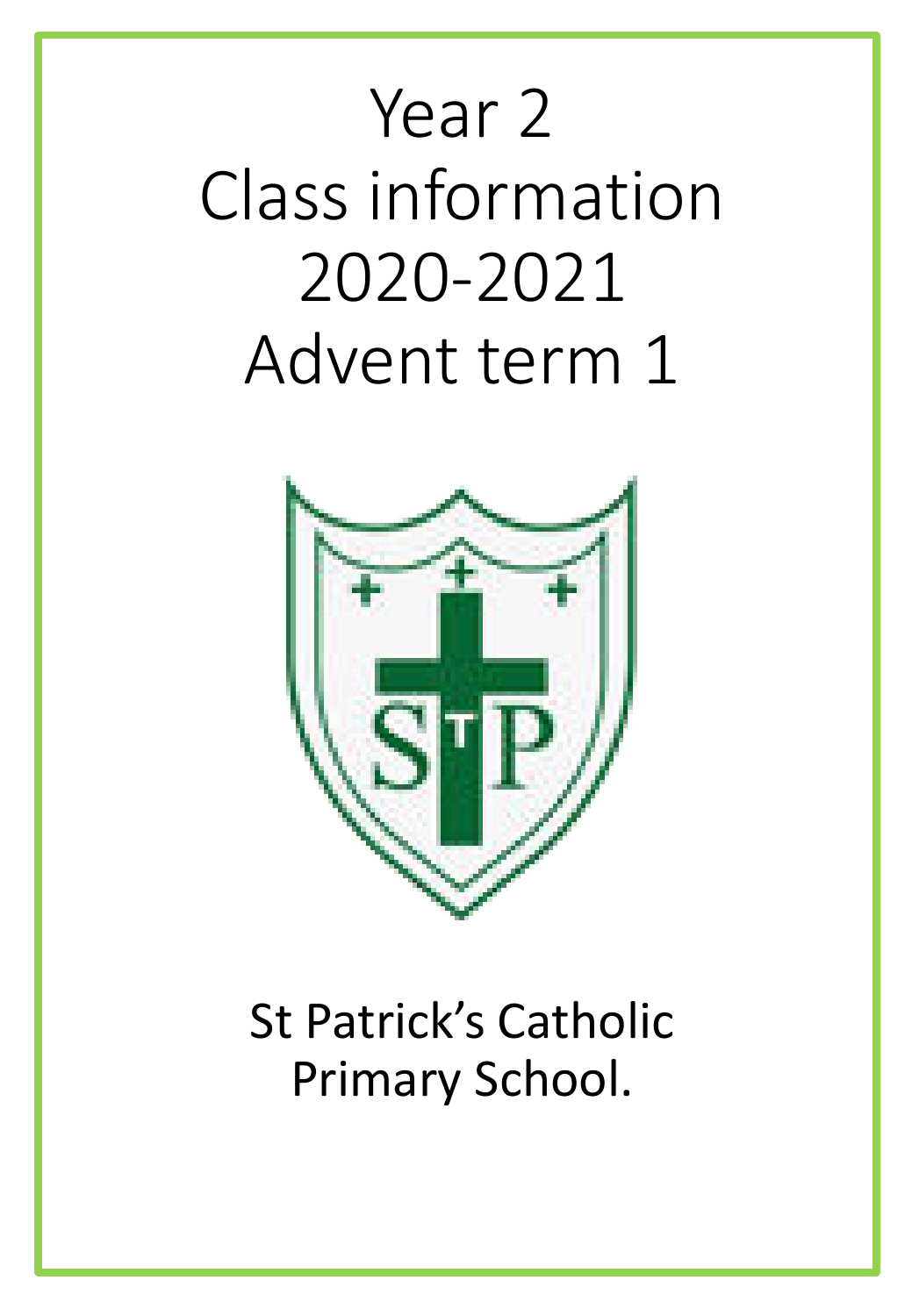# Year 2 Class information 2020-2021 Advent term 1

St Patrick's Catholic Primary School.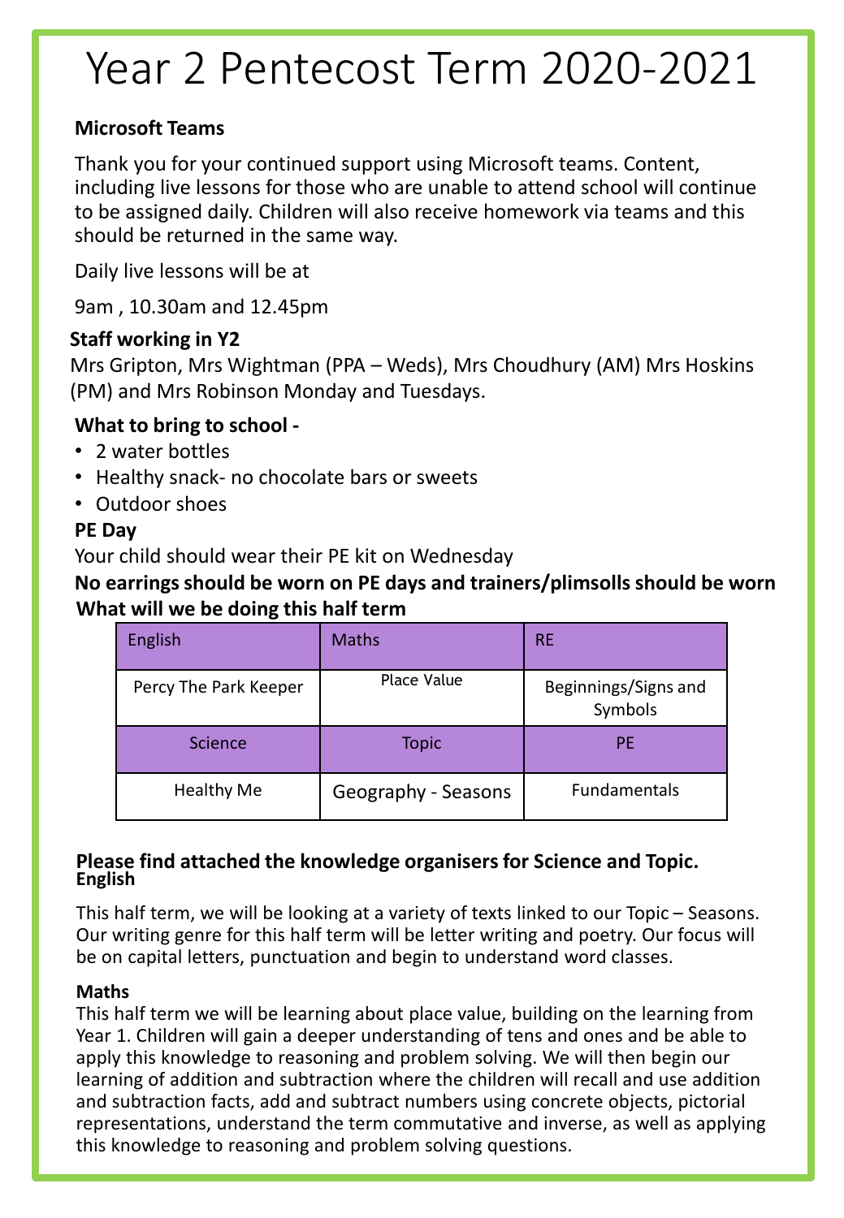# Year 2 Pentecost Term 2020-2021

**Microsoft Teams**

Thank you for your continued support using Microsoft teams. Content, including live lessons for those who are unable to attend school will continue to be assigned daily. Children will also receive homework via teams and this should be returned in the same way.

Daily live lessons will be at

9am , 10.30am and 12.45pm

**Staff working in Y2**

Mrs Gripton, Mrs Wightman (PPA – Weds), Mrs Choudhury (AM) Mrs Hoskins (PM) and Mrs Robinson Monday and Tuesdays.

**What to bring to school -**

- 2 water bottles
- Healthy snack- no chocolate bars or sweets
- Outdoor shoes

**PE Day**

Your child should wear their PE kit on Wednesday

**No earrings should be worn on PE days and trainers/plimsolls should be worn**

**What will we be doing this half term**

| English | Maths | RE |
|---|---|---|
| Percy The Park Keeper | Place Value | Beginnings/Signs and Symbols |
| **Science** | **Topic** | **PE** |
| Healthy Me | Geography - Seasons | Fundamentals |

**Please find attached the knowledge organisers for Science and Topic.**

**English**

This half term, we will be looking at a variety of texts linked to our Topic – Seasons. Our writing genre for this half term will be letter writing and poetry. Our focus will be on capital letters, punctuation and begin to understand word classes.

**Maths**

This half term we will be learning about place value, building on the learning from Year 1. Children will gain a deeper understanding of tens and ones and be able to apply this knowledge to reasoning and problem solving. We will then begin our learning of addition and subtraction where the children will recall and use addition and subtraction facts, add and subtract numbers using concrete objects, pictorial representations, understand the term commutative and inverse, as well as applying this knowledge to reasoning and problem solving questions.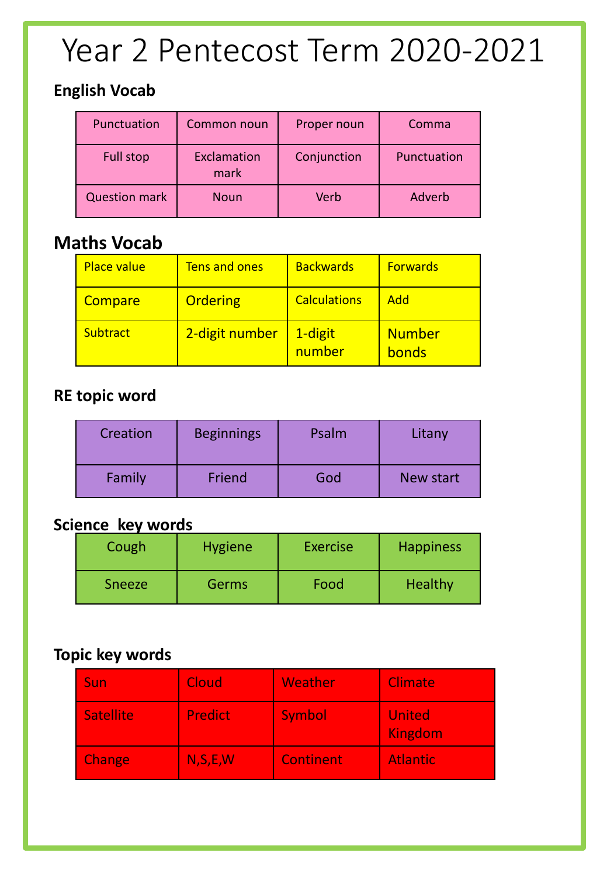# Year 2 Pentecost Term 2020-2021

## English Vocab

| | | | |
|---|---|---|---|
| Punctuation | Common noun | Proper noun | Comma |
| Full stop | Exclamation mark | Conjunction | Punctuation |
| Question mark | Noun | Verb | Adverb |

## Maths Vocab

| | | | |
|---|---|---|---|
| Place value | Tens and ones | Backwards | Forwards |
| Compare | Ordering | Calculations | Add |
| Subtract | 2-digit number | 1-digit number | Number bonds |

## RE topic word

| | | | |
|---|---|---|---|
| Creation | Beginnings | Psalm | Litany |
| Family | Friend | God | New start |

## Science key words

| | | | |
|---|---|---|---|
| Cough | Hygiene | Exercise | Happiness |
| Sneeze | Germs | Food | Healthy |

## Topic key words

| | | | |
|---|---|---|---|
| Sun | Cloud | Weather | Climate |
| Satellite | Predict | Symbol | United Kingdom |
| Change | N,S,E,W | Continent | Atlantic |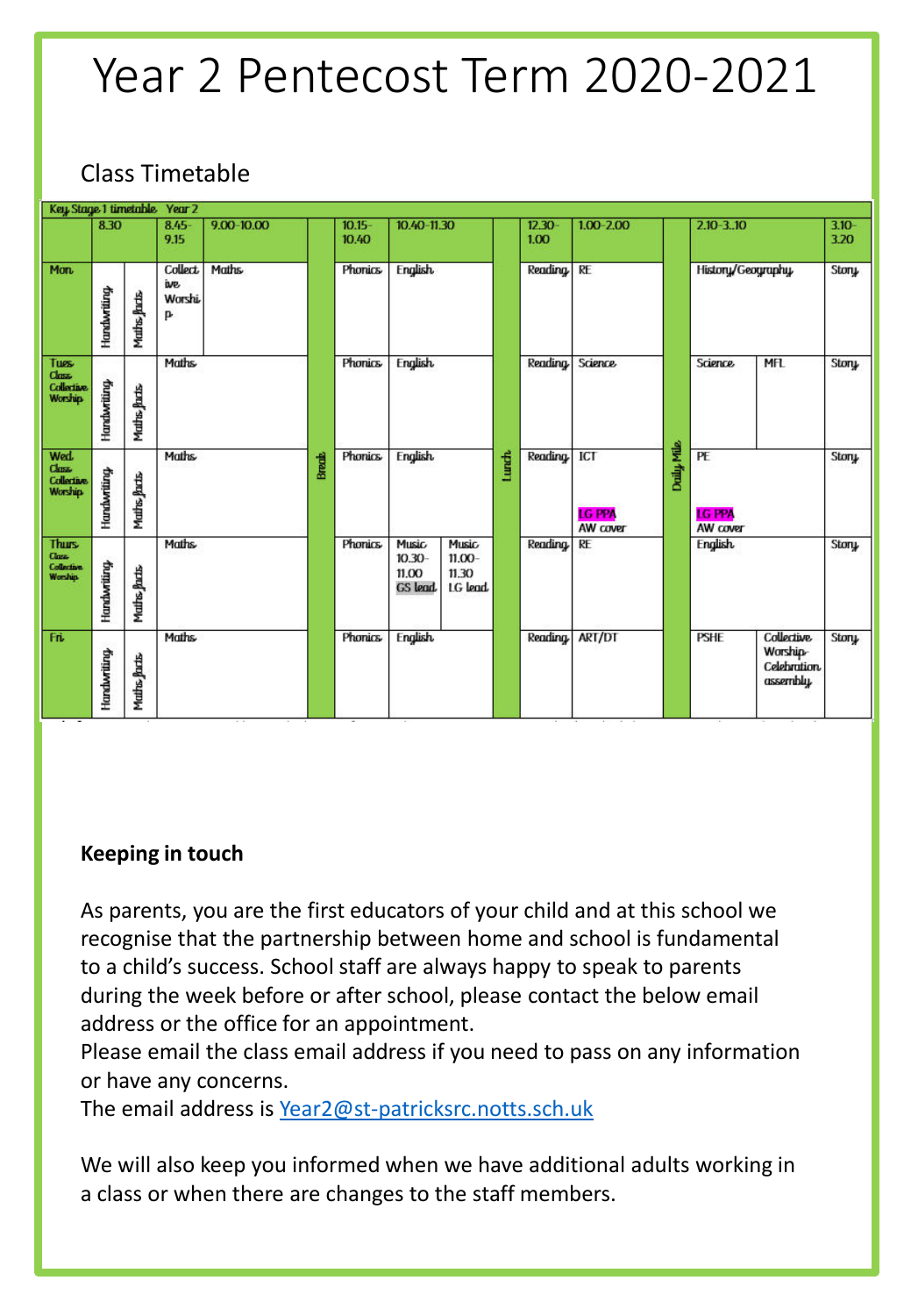# Year 2 Pentecost Term 2020-2021

Class Timetable

| Key Stage 1 timetable Year 2 | | | | | | | | | | | | | | | |
|---|---|---|---|---|---|---|---|---|---|---|---|---|---|---|---|
| | 8.30 | | 8.45-9.15 | 9.00-10.00 | | 10.15-10.40 | 10.40-11.30 | | | 12.30-1.00 | 1.00-2.00 | | 2.10-3..10 | | 3.10-3.20 |
| Mon | Handwriting | Maths facts | Collective Worship | Maths | Break | Phonics | English | | Lunch | Reading | RE | Daily Mile | History/Geography | | Story |
| Tues Class Collective Worship | Handwriting | Maths facts | Maths | | Break | Phonics | English | | Lunch | Reading | Science | Daily Mile | Science | MFL | Story |
| Wed Class Collective Worship | Handwriting | Maths facts | Maths | | Break | Phonics | English | | Lunch | Reading | ICT LG PPA AW cover | Daily Mile | PE LG PPA AW cover | | Story |
| Thurs Class Collective Worship | Handwriting | Maths facts | Maths | | Break | Phonics | Music 10.30-11.00 GS lead | Music 11.00-11.30 LG lead | Lunch | Reading | RE | Daily Mile | English | | Story |
| Fri | Handwriting | Maths facts | Maths | | Break | Phonics | English | | Lunch | Reading | ART/DT | Daily Mile | PSHE | Collective Worship-Celebration assembly | Story |

**Keeping in touch**

As parents, you are the first educators of your child and at this school we recognise that the partnership between home and school is fundamental to a child's success. School staff are always happy to speak to parents during the week before or after school, please contact the below email address or the office for an appointment.

Please email the class email address if you need to pass on any information or have any concerns.

The email address is Year2@st-patricksrc.notts.sch.uk

We will also keep you informed when we have additional adults working in a class or when there are changes to the staff members.